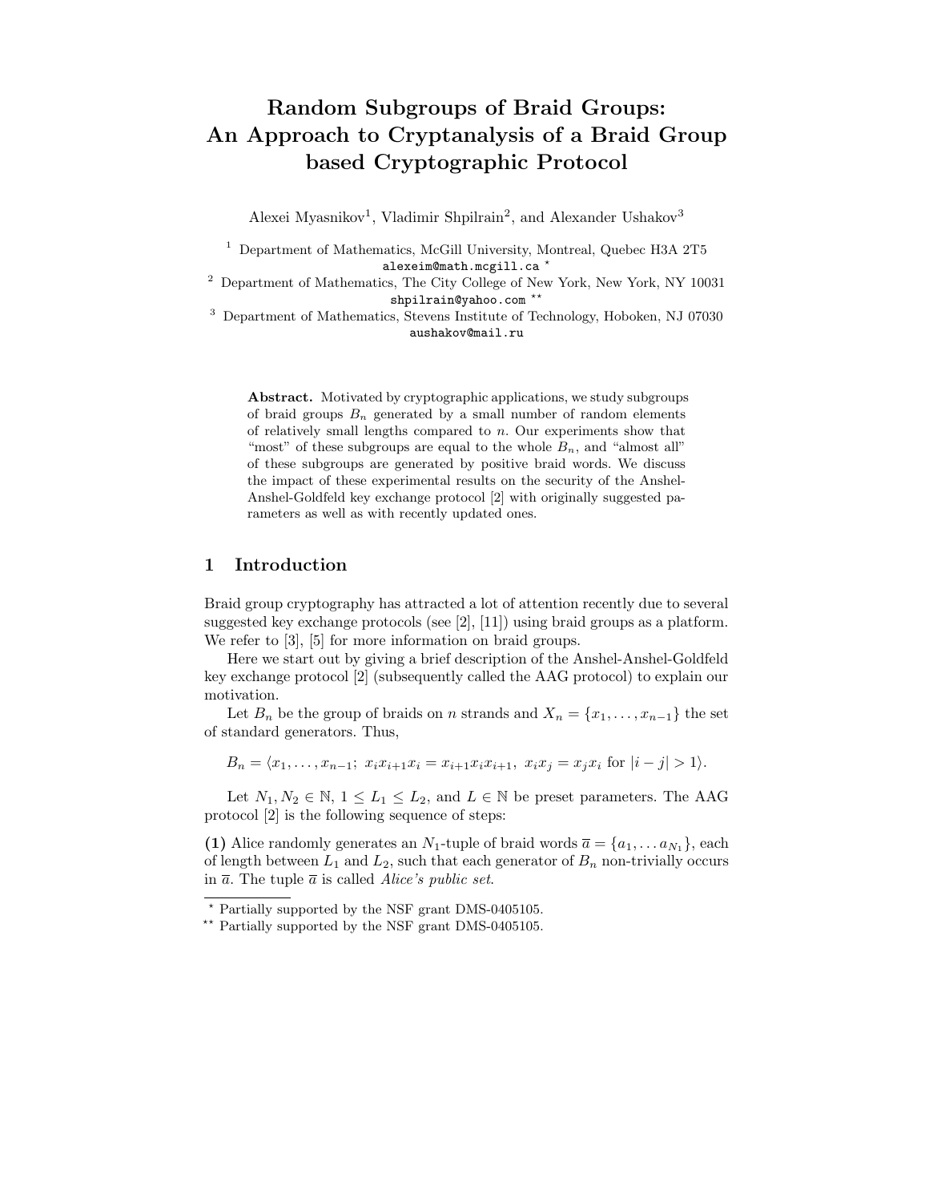# Random Subgroups of Braid Groups: An Approach to Cryptanalysis of a Braid Group based Cryptographic Protocol

Alexei Myasnikov[1], Vladimir Shpilrain[2], and Alexander Ushakov[3]

[1] Department of Mathematics, McGill University, Montreal, Quebec H3A 2T5
alexeim@math.mcgill.ca [*]

[2] Department of Mathematics, The City College of New York, New York, NY 10031
shpilrain@yahoo.com [**]

[3] Department of Mathematics, Stevens Institute of Technology, Hoboken, NJ 07030
aushakov@mail.ru

**Abstract.** Motivated by cryptographic applications, we study subgroups of braid groups $B_n$ generated by a small number of random elements of relatively small lengths compared to $n$. Our experiments show that "most" of these subgroups are equal to the whole $B_n$, and "almost all" of these subgroups are generated by positive braid words. We discuss the impact of these experimental results on the security of the Anshel-Anshel-Goldfeld key exchange protocol [2] with originally suggested parameters as well as with recently updated ones.

## 1 Introduction

Braid group cryptography has attracted a lot of attention recently due to several suggested key exchange protocols (see [2], [11]) using braid groups as a platform. We refer to [3], [5] for more information on braid groups.

Here we start out by giving a brief description of the Anshel-Anshel-Goldfeld key exchange protocol [2] (subsequently called the AAG protocol) to explain our motivation.

Let $B_n$ be the group of braids on $n$ strands and $X_n = \{x_1, \ldots, x_{n-1}\}$ the set of standard generators. Thus,

$$B_n = \langle x_1, \ldots, x_{n-1};\ x_i x_{i+1} x_i = x_{i+1} x_i x_{i+1},\ x_i x_j = x_j x_i \text{ for } |i-j| > 1 \rangle.$$

Let $N_1, N_2 \in \mathbb{N}$, $1 \leq L_1 \leq L_2$, and $L \in \mathbb{N}$ be preset parameters. The AAG protocol [2] is the following sequence of steps:

**(1)** Alice randomly generates an $N_1$-tuple of braid words $\overline{a} = \{a_1, \ldots a_{N_1}\}$, each of length between $L_1$ and $L_2$, such that each generator of $B_n$ non-trivially occurs in $\overline{a}$. The tuple $\overline{a}$ is called *Alice's public set*.

[*] Partially supported by the NSF grant DMS-0405105.

[**] Partially supported by the NSF grant DMS-0405105.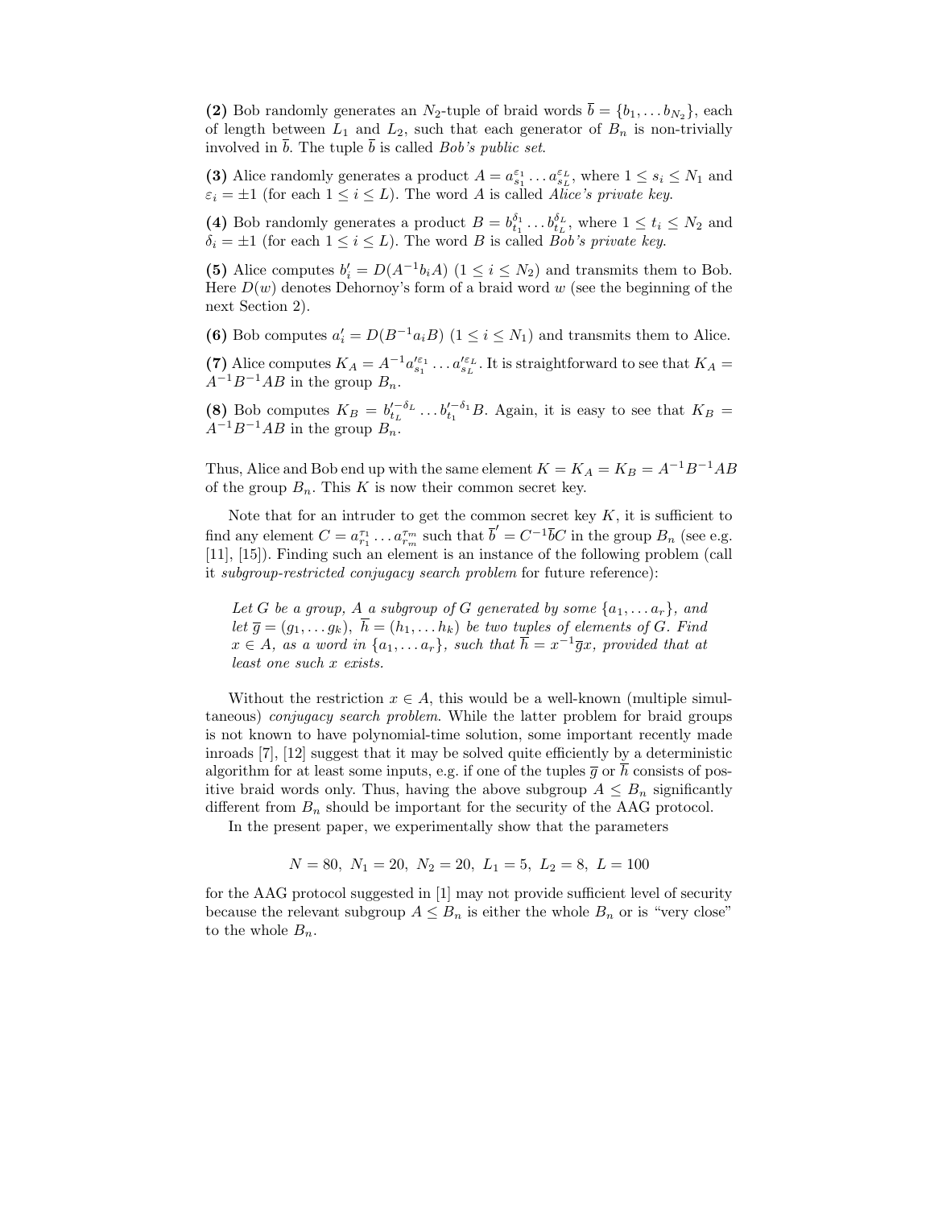**(2)** Bob randomly generates an $N_2$-tuple of braid words $\overline{b} = \{b_1, \dots b_{N_2}\}$, each of length between $L_1$ and $L_2$, such that each generator of $B_n$ is non-trivially involved in $\overline{b}$. The tuple $\overline{b}$ is called *Bob's public set*.

**(3)** Alice randomly generates a product $A = a_{s_1}^{\varepsilon_1} \dots a_{s_L}^{\varepsilon_L}$, where $1 \le s_i \le N_1$ and $\varepsilon_i = \pm 1$ (for each $1 \le i \le L$). The word $A$ is called *Alice's private key*.

**(4)** Bob randomly generates a product $B = b_{t_1}^{\delta_1} \dots b_{t_L}^{\delta_L}$, where $1 \le t_i \le N_2$ and $\delta_i = \pm 1$ (for each $1 \le i \le L$). The word $B$ is called *Bob's private key*.

**(5)** Alice computes $b_i' = D(A^{-1} b_i A)$ $(1 \le i \le N_2)$ and transmits them to Bob. Here $D(w)$ denotes Dehornoy's form of a braid word $w$ (see the beginning of the next Section 2).

**(6)** Bob computes $a_i' = D(B^{-1} a_i B)$ $(1 \le i \le N_1)$ and transmits them to Alice.

**(7)** Alice computes $K_A = A^{-1} a_{s_1}'^{\varepsilon_1} \dots a_{s_L}'^{\varepsilon_L}$. It is straightforward to see that $K_A = A^{-1} B^{-1} A B$ in the group $B_n$.

**(8)** Bob computes $K_B = b_{t_L}'^{-\delta_L} \dots b_{t_1}'^{-\delta_1} B$. Again, it is easy to see that $K_B = A^{-1} B^{-1} A B$ in the group $B_n$.

Thus, Alice and Bob end up with the same element $K = K_A = K_B = A^{-1}B^{-1}AB$ of the group $B_n$. This $K$ is now their common secret key.

Note that for an intruder to get the common secret key $K$, it is sufficient to find any element $C = a_{r_1}^{\tau_1} \dots a_{r_m}^{\tau_m}$ such that $\overline{b}' = C^{-1} \overline{b} C$ in the group $B_n$ (see e.g. [11], [15]). Finding such an element is an instance of the following problem (call it *subgroup-restricted conjugacy search problem* for future reference):

> *Let $G$ be a group, $A$ a subgroup of $G$ generated by some $\{a_1, \dots a_r\}$, and let $\overline{g} = (g_1, \dots g_k)$, $\overline{h} = (h_1, \dots h_k)$ be two tuples of elements of $G$. Find $x \in A$, as a word in $\{a_1, \dots a_r\}$, such that $\overline{h} = x^{-1} \overline{g} x$, provided that at least one such $x$ exists.*

Without the restriction $x \in A$, this would be a well-known (multiple simultaneous) *conjugacy search problem*. While the latter problem for braid groups is not known to have polynomial-time solution, some important recently made inroads [7], [12] suggest that it may be solved quite efficiently by a deterministic algorithm for at least some inputs, e.g. if one of the tuples $\overline{g}$ or $\overline{h}$ consists of positive braid words only. Thus, having the above subgroup $A \le B_n$ significantly different from $B_n$ should be important for the security of the AAG protocol.

In the present paper, we experimentally show that the parameters

$$N = 80, \ N_1 = 20, \ N_2 = 20, \ L_1 = 5, \ L_2 = 8, \ L = 100$$

for the AAG protocol suggested in [1] may not provide sufficient level of security because the relevant subgroup $A \le B_n$ is either the whole $B_n$ or is "very close" to the whole $B_n$.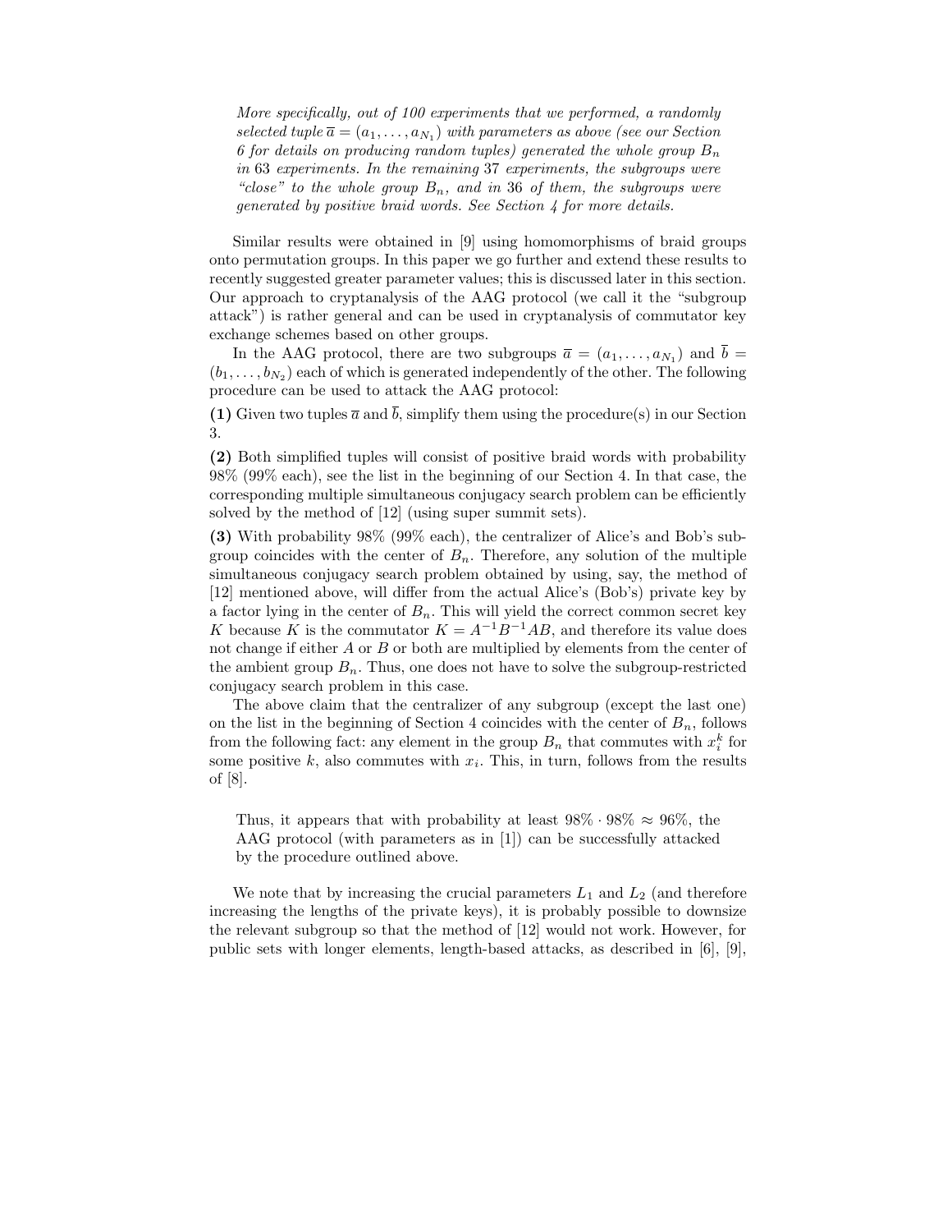> *More specifically, out of 100 experiments that we performed, a randomly selected tuple $\overline{a} = (a_1, \ldots, a_{N_1})$ with parameters as above (see our Section 6 for details on producing random tuples) generated the whole group $B_n$ in 63 experiments. In the remaining 37 experiments, the subgroups were "close" to the whole group $B_n$, and in 36 of them, the subgroups were generated by positive braid words. See Section 4 for more details.*

Similar results were obtained in [9] using homomorphisms of braid groups onto permutation groups. In this paper we go further and extend these results to recently suggested greater parameter values; this is discussed later in this section. Our approach to cryptanalysis of the AAG protocol (we call it the "subgroup attack") is rather general and can be used in cryptanalysis of commutator key exchange schemes based on other groups.

In the AAG protocol, there are two subgroups $\overline{a} = (a_1, \ldots, a_{N_1})$ and $\overline{b} = (b_1, \ldots, b_{N_2})$ each of which is generated independently of the other. The following procedure can be used to attack the AAG protocol:

**(1)** Given two tuples $\overline{a}$ and $\overline{b}$, simplify them using the procedure(s) in our Section 3.

**(2)** Both simplified tuples will consist of positive braid words with probability 98% (99% each), see the list in the beginning of our Section 4. In that case, the corresponding multiple simultaneous conjugacy search problem can be efficiently solved by the method of [12] (using super summit sets).

**(3)** With probability 98% (99% each), the centralizer of Alice's and Bob's subgroup coincides with the center of $B_n$. Therefore, any solution of the multiple simultaneous conjugacy search problem obtained by using, say, the method of [12] mentioned above, will differ from the actual Alice's (Bob's) private key by a factor lying in the center of $B_n$. This will yield the correct common secret key $K$ because $K$ is the commutator $K = A^{-1}B^{-1}AB$, and therefore its value does not change if either $A$ or $B$ or both are multiplied by elements from the center of the ambient group $B_n$. Thus, one does not have to solve the subgroup-restricted conjugacy search problem in this case.

The above claim that the centralizer of any subgroup (except the last one) on the list in the beginning of Section 4 coincides with the center of $B_n$, follows from the following fact: any element in the group $B_n$ that commutes with $x_i^k$ for some positive $k$, also commutes with $x_i$. This, in turn, follows from the results of [8].

> Thus, it appears that with probability at least $98\% \cdot 98\% \approx 96\%$, the AAG protocol (with parameters as in [1]) can be successfully attacked by the procedure outlined above.

We note that by increasing the crucial parameters $L_1$ and $L_2$ (and therefore increasing the lengths of the private keys), it is probably possible to downsize the relevant subgroup so that the method of [12] would not work. However, for public sets with longer elements, length-based attacks, as described in [6], [9],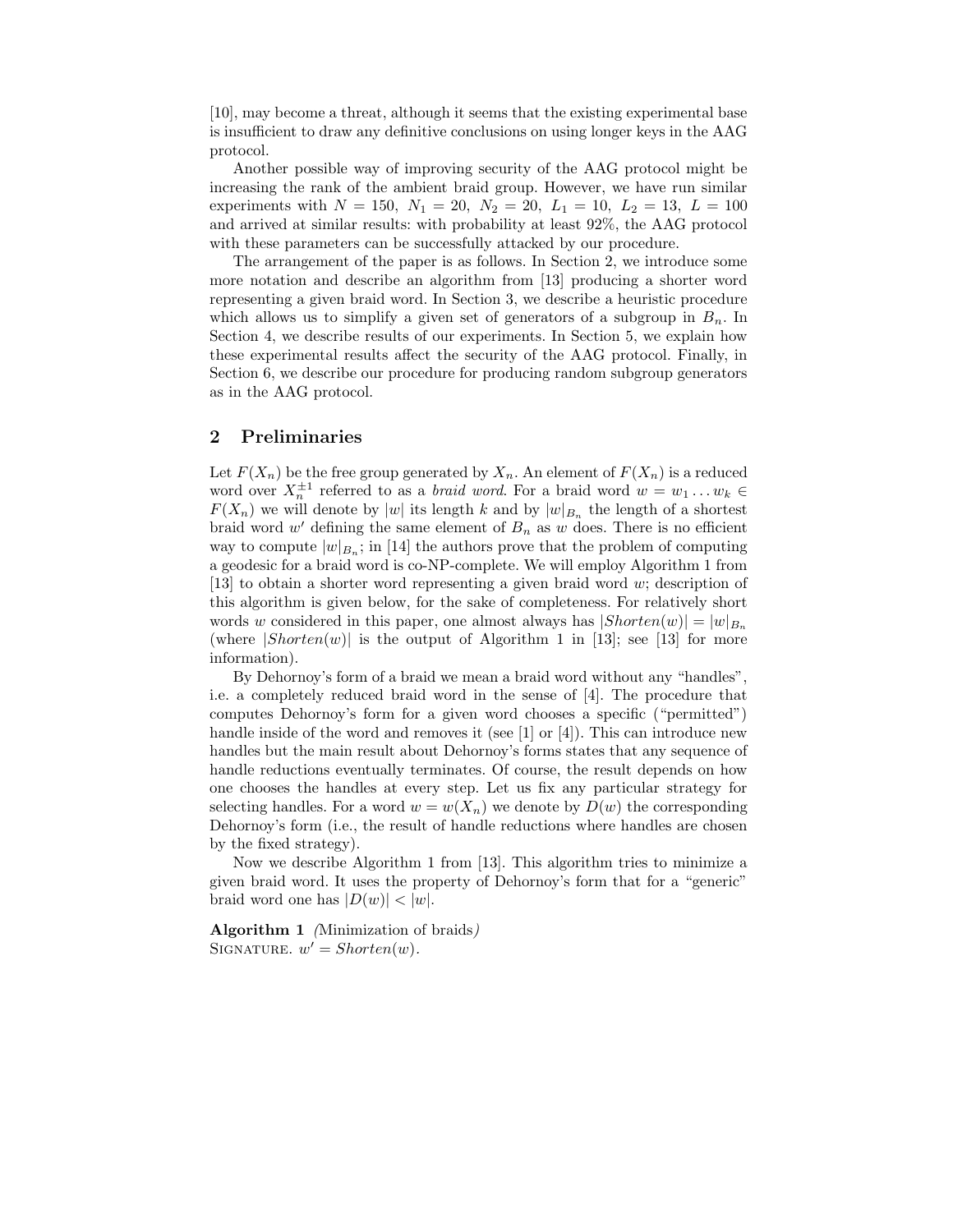[10], may become a threat, although it seems that the existing experimental base is insufficient to draw any definitive conclusions on using longer keys in the AAG protocol.

Another possible way of improving security of the AAG protocol might be increasing the rank of the ambient braid group. However, we have run similar experiments with $N = 150,\ N_1 = 20,\ N_2 = 20,\ L_1 = 10,\ L_2 = 13,\ L = 100$ and arrived at similar results: with probability at least 92%, the AAG protocol with these parameters can be successfully attacked by our procedure.

The arrangement of the paper is as follows. In Section 2, we introduce some more notation and describe an algorithm from [13] producing a shorter word representing a given braid word. In Section 3, we describe a heuristic procedure which allows us to simplify a given set of generators of a subgroup in $B_n$. In Section 4, we describe results of our experiments. In Section 5, we explain how these experimental results affect the security of the AAG protocol. Finally, in Section 6, we describe our procedure for producing random subgroup generators as in the AAG protocol.

## 2 Preliminaries

Let $F(X_n)$ be the free group generated by $X_n$. An element of $F(X_n)$ is a reduced word over $X_n^{\pm 1}$ referred to as a *braid word*. For a braid word $w = w_1 \ldots w_k \in F(X_n)$ we will denote by $|w|$ its length $k$ and by $|w|_{B_n}$ the length of a shortest braid word $w'$ defining the same element of $B_n$ as $w$ does. There is no efficient way to compute $|w|_{B_n}$; in [14] the authors prove that the problem of computing a geodesic for a braid word is co-NP-complete. We will employ Algorithm 1 from [13] to obtain a shorter word representing a given braid word $w$; description of this algorithm is given below, for the sake of completeness. For relatively short words $w$ considered in this paper, one almost always has $|Shorten(w)| = |w|_{B_n}$ (where $|Shorten(w)|$ is the output of Algorithm 1 in [13]; see [13] for more information).

By Dehornoy's form of a braid we mean a braid word without any "handles", i.e. a completely reduced braid word in the sense of [4]. The procedure that computes Dehornoy's form for a given word chooses a specific ("permitted") handle inside of the word and removes it (see [1] or [4]). This can introduce new handles but the main result about Dehornoy's forms states that any sequence of handle reductions eventually terminates. Of course, the result depends on how one chooses the handles at every step. Let us fix any particular strategy for selecting handles. For a word $w = w(X_n)$ we denote by $D(w)$ the corresponding Dehornoy's form (i.e., the result of handle reductions where handles are chosen by the fixed strategy).

Now we describe Algorithm 1 from [13]. This algorithm tries to minimize a given braid word. It uses the property of Dehornoy's form that for a "generic" braid word one has $|D(w)| < |w|$.

**Algorithm 1** *(Minimization of braids)*
SIGNATURE. $w' = Shorten(w)$.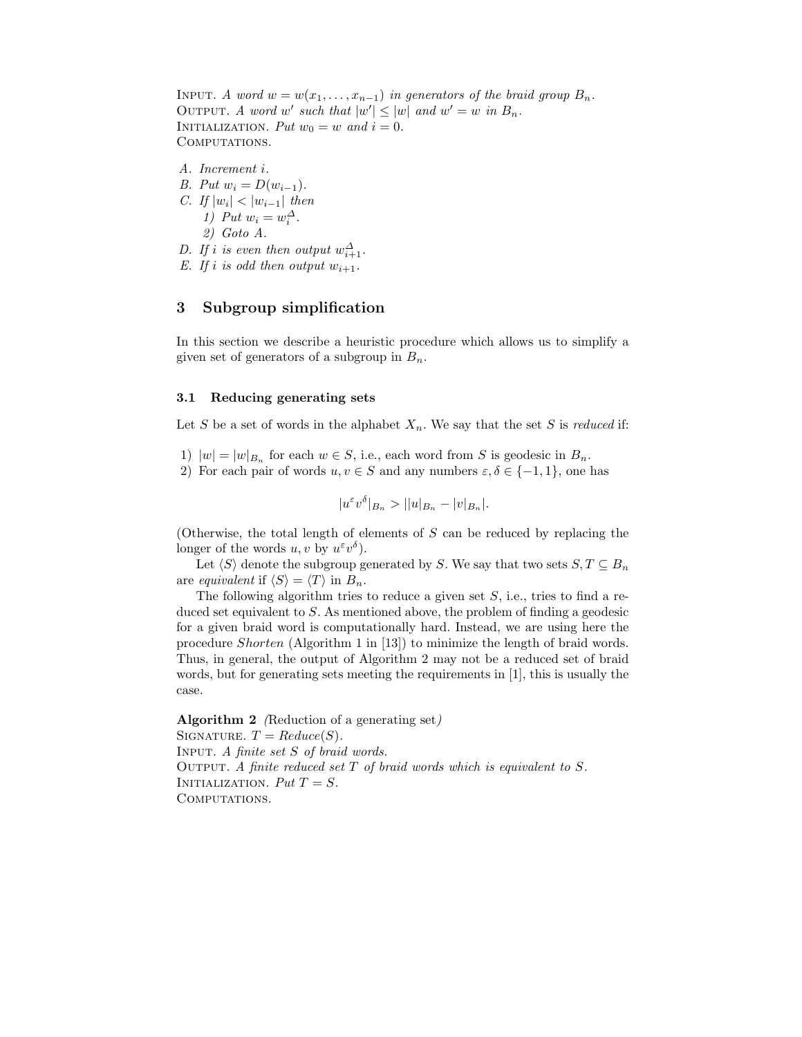Input. *A word $w = w(x_1, \ldots, x_{n-1})$ in generators of the braid group $B_n$.*
Output. *A word $w'$ such that $|w'| \le |w|$ and $w' = w$ in $B_n$.*
Initialization. *Put $w_0 = w$ and $i = 0$.*
Computations.

*A. Increment $i$.*
*B. Put $w_i = D(w_{i-1})$.*
*C. If $|w_i| < |w_{i-1}|$ then*
  *1) Put $w_i = w_i^{\Delta}$.*
  *2) Goto A.*
*D. If $i$ is even then output $w_{i+1}^{\Delta}$.*
*E. If $i$ is odd then output $w_{i+1}$.*

## 3 Subgroup simplification

In this section we describe a heuristic procedure which allows us to simplify a given set of generators of a subgroup in $B_n$.

### 3.1 Reducing generating sets

Let $S$ be a set of words in the alphabet $X_n$. We say that the set $S$ is *reduced* if:

1) $|w| = |w|_{B_n}$ for each $w \in S$, i.e., each word from $S$ is geodesic in $B_n$.
2) For each pair of words $u, v \in S$ and any numbers $\varepsilon, \delta \in \{-1, 1\}$, one has

$$|u^{\varepsilon} v^{\delta}|_{B_n} > ||u|_{B_n} - |v|_{B_n}|.$$

(Otherwise, the total length of elements of $S$ can be reduced by replacing the longer of the words $u, v$ by $u^{\varepsilon} v^{\delta}$).

Let $\langle S \rangle$ denote the subgroup generated by $S$. We say that two sets $S, T \subseteq B_n$ are *equivalent* if $\langle S \rangle = \langle T \rangle$ in $B_n$.

The following algorithm tries to reduce a given set $S$, i.e., tries to find a reduced set equivalent to $S$. As mentioned above, the problem of finding a geodesic for a given braid word is computationally hard. Instead, we are using here the procedure *Shorten* (Algorithm 1 in [13]) to minimize the length of braid words. Thus, in general, the output of Algorithm 2 may not be a reduced set of braid words, but for generating sets meeting the requirements in [1], this is usually the case.

**Algorithm 2** *(*Reduction of a generating set*)*
Signature. *$T = Reduce(S)$.*
Input. *A finite set $S$ of braid words.*
Output. *A finite reduced set $T$ of braid words which is equivalent to $S$.*
Initialization. *Put $T = S$.*
Computations.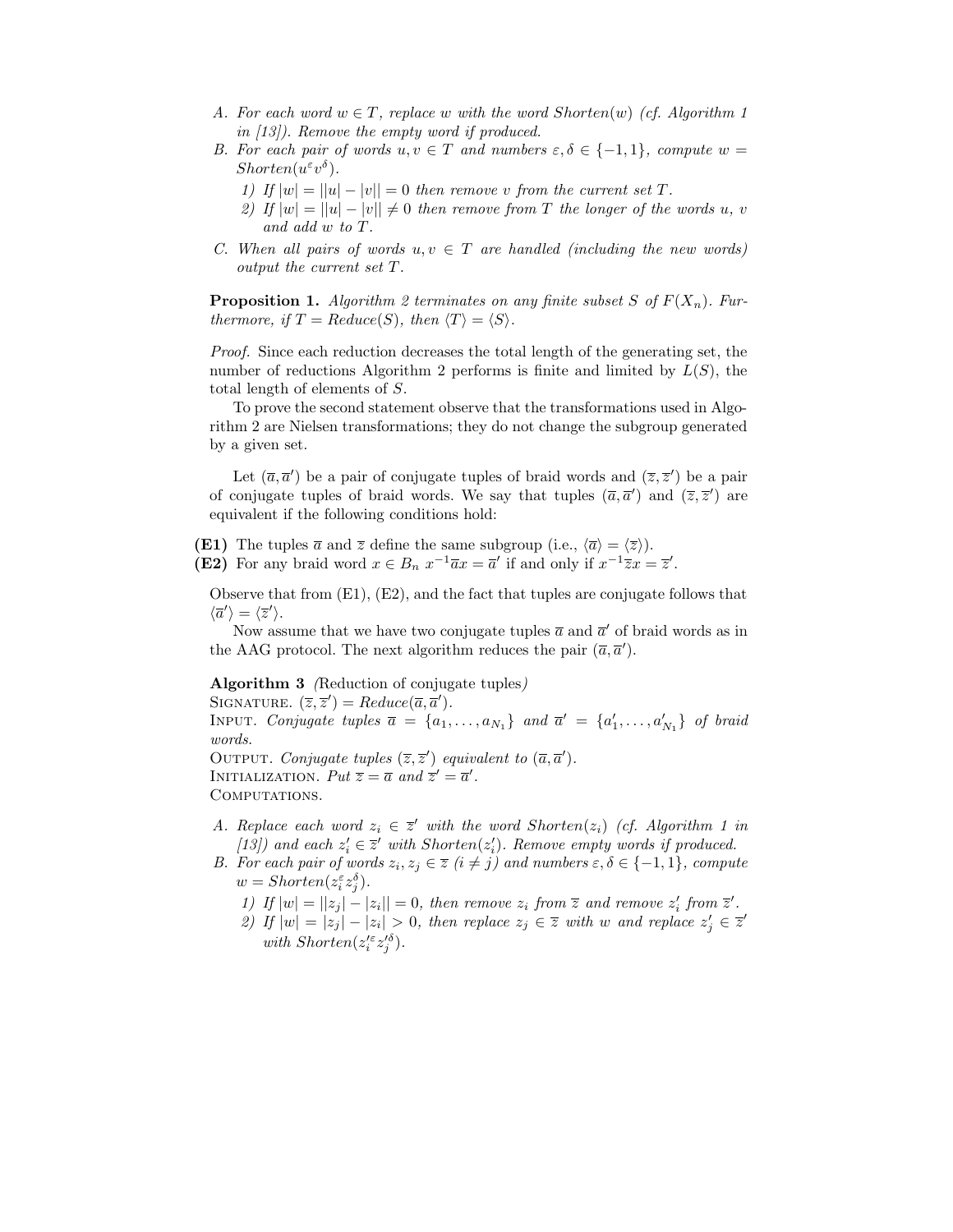A. *For each word $w \in T$, replace $w$ with the word Shorten$(w)$ (cf. Algorithm 1 in [13]). Remove the empty word if produced.*
B. *For each pair of words $u, v \in T$ and numbers $\varepsilon, \delta \in \{-1, 1\}$, compute $w =$ Shorten$(u^\varepsilon v^\delta)$.*
   1) *If $|w| = ||u| - |v|| = 0$ then remove $v$ from the current set $T$.*
   2) *If $|w| = ||u| - |v|| \neq 0$ then remove from $T$ the longer of the words $u$, $v$ and add $w$ to $T$.*
C. *When all pairs of words $u, v \in T$ are handled (including the new words) output the current set $T$.*

**Proposition 1.** *Algorithm 2 terminates on any finite subset $S$ of $F(X_n)$. Furthermore, if $T = Reduce(S)$, then $\langle T \rangle = \langle S \rangle$.*

*Proof.* Since each reduction decreases the total length of the generating set, the number of reductions Algorithm 2 performs is finite and limited by $L(S)$, the total length of elements of $S$.

To prove the second statement observe that the transformations used in Algorithm 2 are Nielsen transformations; they do not change the subgroup generated by a given set.

Let $(\overline{a}, \overline{a}')$ be a pair of conjugate tuples of braid words and $(\overline{z}, \overline{z}')$ be a pair of conjugate tuples of braid words. We say that tuples $(\overline{a}, \overline{a}')$ and $(\overline{z}, \overline{z}')$ are equivalent if the following conditions hold:

**(E1)** The tuples $\overline{a}$ and $\overline{z}$ define the same subgroup (i.e., $\langle \overline{a} \rangle = \langle \overline{z} \rangle$).
**(E2)** For any braid word $x \in B_n$ $x^{-1}\overline{a}x = \overline{a}'$ if and only if $x^{-1}\overline{z}x = \overline{z}'$.

Observe that from (E1), (E2), and the fact that tuples are conjugate follows that $\langle \overline{a}' \rangle = \langle \overline{z}' \rangle$.

Now assume that we have two conjugate tuples $\overline{a}$ and $\overline{a}'$ of braid words as in the AAG protocol. The next algorithm reduces the pair $(\overline{a}, \overline{a}')$.

**Algorithm 3** *(*Reduction of conjugate tuples*)*
SIGNATURE. $(\overline{z}, \overline{z}') = Reduce(\overline{a}, \overline{a}')$.
INPUT. *Conjugate tuples $\overline{a} = \{a_1, \ldots, a_{N_1}\}$ and $\overline{a}' = \{a_1', \ldots, a_{N_1}'\}$ of braid words.*
OUTPUT. *Conjugate tuples $(\overline{z}, \overline{z}')$ equivalent to $(\overline{a}, \overline{a}')$.*
INITIALIZATION. *Put $\overline{z} = \overline{a}$ and $\overline{z}' = \overline{a}'$.*
COMPUTATIONS.

A. *Replace each word $z_i \in \overline{z}'$ with the word Shorten$(z_i)$ (cf. Algorithm 1 in [13]) and each $z_i' \in \overline{z}'$ with Shorten$(z_i')$. Remove empty words if produced.*
B. *For each pair of words $z_i, z_j \in \overline{z}$ $(i \neq j)$ and numbers $\varepsilon, \delta \in \{-1, 1\}$, compute $w =$ Shorten$(z_i^\varepsilon z_j^\delta)$.*
   1) *If $|w| = ||z_j| - |z_i|| = 0$, then remove $z_i$ from $\overline{z}$ and remove $z_i'$ from $\overline{z}'$.*
   2) *If $|w| = |z_j| - |z_i| > 0$, then replace $z_j \in \overline{z}$ with $w$ and replace $z_j' \in \overline{z}'$ with Shorten$(z_i'^\varepsilon z_j'^\delta)$.*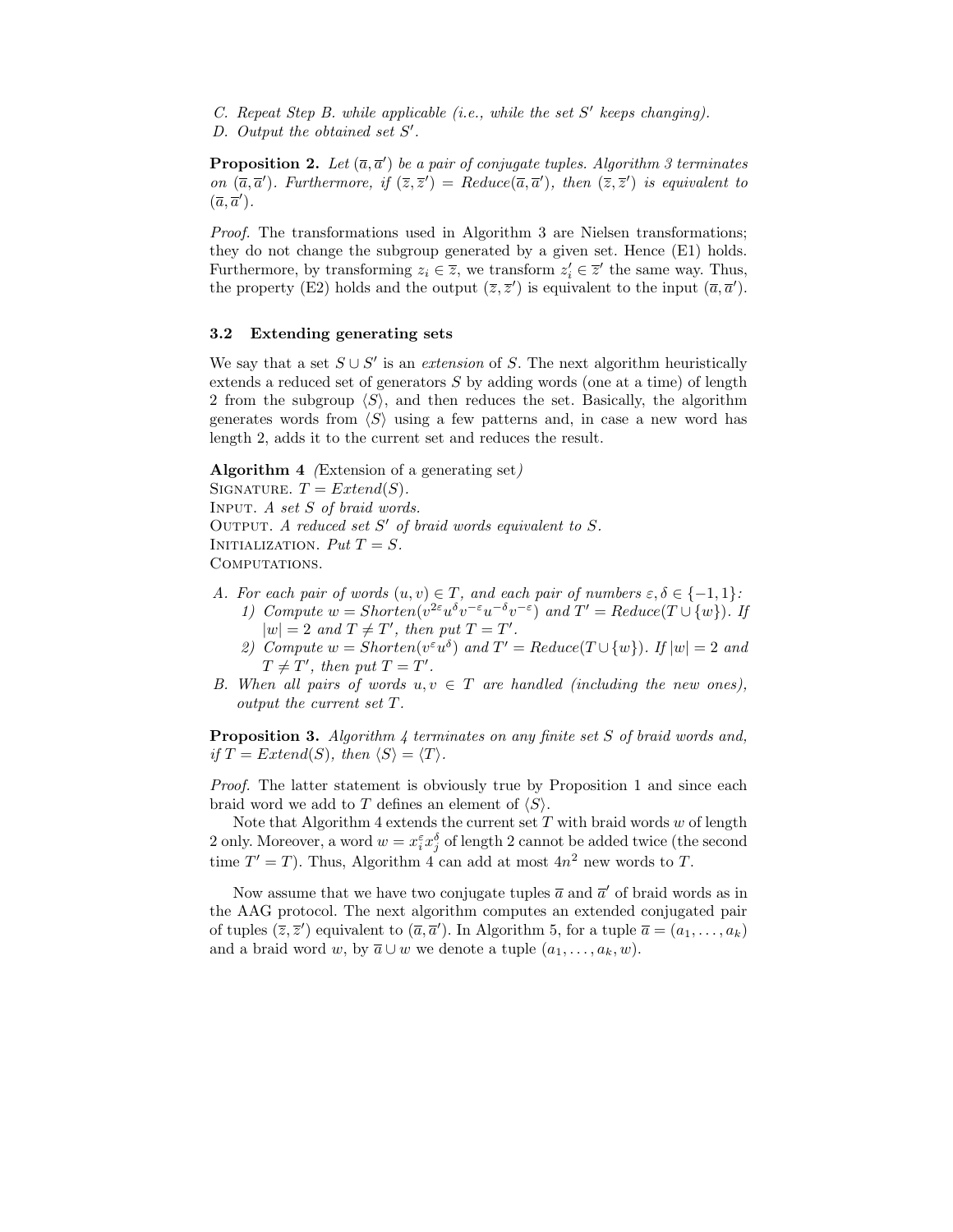*C. Repeat Step B. while applicable (i.e., while the set $S'$ keeps changing).*
*D. Output the obtained set $S'$.*

**Proposition 2.** *Let $(\overline{a}, \overline{a}')$ be a pair of conjugate tuples. Algorithm 3 terminates on $(\overline{a}, \overline{a}')$. Furthermore, if $(\overline{z}, \overline{z}') = Reduce(\overline{a}, \overline{a}')$, then $(\overline{z}, \overline{z}')$ is equivalent to $(\overline{a}, \overline{a}')$.*

*Proof.* The transformations used in Algorithm 3 are Nielsen transformations; they do not change the subgroup generated by a given set. Hence (E1) holds. Furthermore, by transforming $z_i \in \overline{z}$, we transform $z_i' \in \overline{z}'$ the same way. Thus, the property (E2) holds and the output $(\overline{z}, \overline{z}')$ is equivalent to the input $(\overline{a}, \overline{a}')$.

### 3.2 Extending generating sets

We say that a set $S \cup S'$ is an *extension* of $S$. The next algorithm heuristically extends a reduced set of generators $S$ by adding words (one at a time) of length 2 from the subgroup $\langle S \rangle$, and then reduces the set. Basically, the algorithm generates words from $\langle S \rangle$ using a few patterns and, in case a new word has length 2, adds it to the current set and reduces the result.

**Algorithm 4** *(*Extension of a generating set*)*
SIGNATURE. *$T = Extend(S)$.*
INPUT. *A set $S$ of braid words.*
OUTPUT. *A reduced set $S'$ of braid words equivalent to $S$.*
INITIALIZATION. *Put $T = S$.*
COMPUTATIONS.

*A. For each pair of words $(u, v) \in T$, and each pair of numbers $\varepsilon, \delta \in \{-1, 1\}$:*
  *1) Compute $w = Shorten(v^{2\varepsilon} u^{\delta} v^{-\varepsilon} u^{-\delta} v^{-\varepsilon})$ and $T' = Reduce(T \cup \{w\})$. If $|w| = 2$ and $T \neq T'$, then put $T = T'$.*
  *2) Compute $w = Shorten(v^{\varepsilon} u^{\delta})$ and $T' = Reduce(T \cup \{w\})$. If $|w| = 2$ and $T \neq T'$, then put $T = T'$.*

*B. When all pairs of words $u, v \in T$ are handled (including the new ones), output the current set $T$.*

**Proposition 3.** *Algorithm 4 terminates on any finite set $S$ of braid words and, if $T = Extend(S)$, then $\langle S \rangle = \langle T \rangle$.*

*Proof.* The latter statement is obviously true by Proposition 1 and since each braid word we add to $T$ defines an element of $\langle S \rangle$.

Note that Algorithm 4 extends the current set $T$ with braid words $w$ of length 2 only. Moreover, a word $w = x_i^{\varepsilon} x_j^{\delta}$ of length 2 cannot be added twice (the second time $T' = T$). Thus, Algorithm 4 can add at most $4n^2$ new words to $T$.

Now assume that we have two conjugate tuples $\overline{a}$ and $\overline{a}'$ of braid words as in the AAG protocol. The next algorithm computes an extended conjugated pair of tuples $(\overline{z}, \overline{z}')$ equivalent to $(\overline{a}, \overline{a}')$. In Algorithm 5, for a tuple $\overline{a} = (a_1, \ldots, a_k)$ and a braid word $w$, by $\overline{a} \cup w$ we denote a tuple $(a_1, \ldots, a_k, w)$.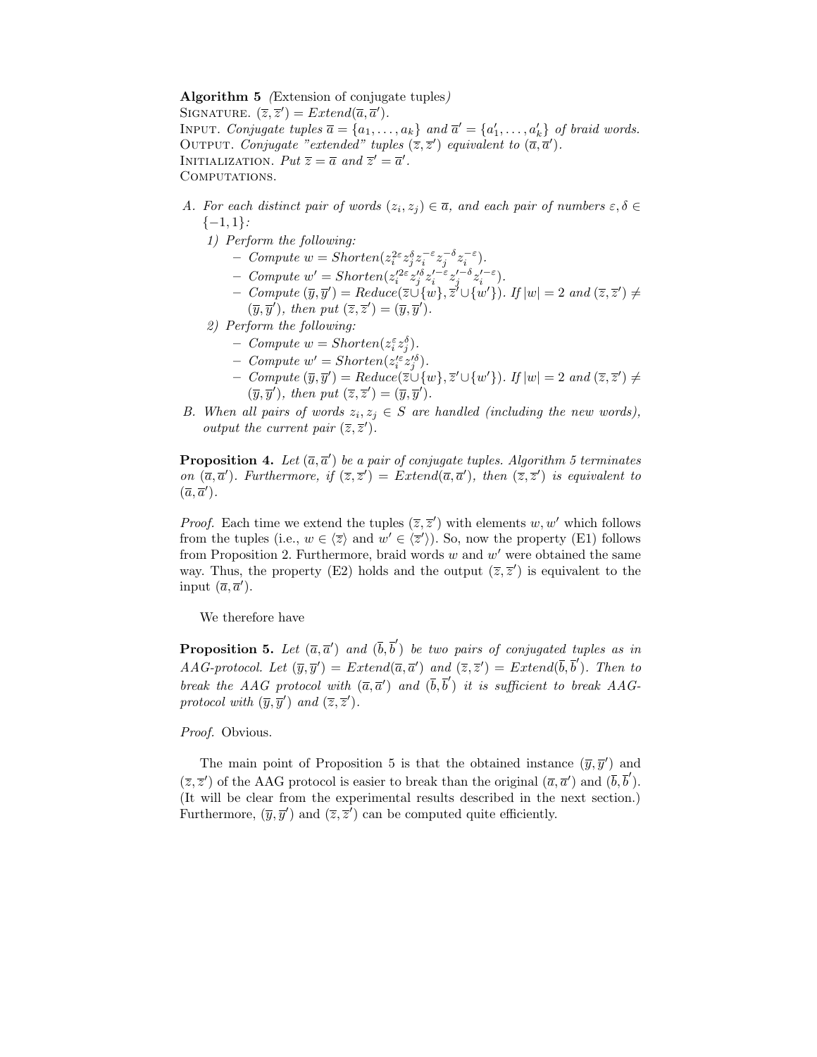**Algorithm 5** *(Extension of conjugate tuples)*
SIGNATURE. $(\overline{z}, \overline{z}') = Extend(\overline{a}, \overline{a}')$.
INPUT. *Conjugate tuples* $\overline{a} = \{a_1, \ldots, a_k\}$ *and* $\overline{a}' = \{a_1', \ldots, a_k'\}$ *of braid words.*
OUTPUT. *Conjugate "extended" tuples* $(\overline{z}, \overline{z}')$ *equivalent to* $(\overline{a}, \overline{a}')$.
INITIALIZATION. *Put* $\overline{z} = \overline{a}$ *and* $\overline{z}' = \overline{a}'$.
COMPUTATIONS.

*A. For each distinct pair of words* $(z_i, z_j) \in \overline{a}$*, and each pair of numbers* $\varepsilon, \delta \in \{-1, 1\}$*:*
   *1) Perform the following:*
   - *Compute* $w = Shorten(z_i^{2\varepsilon} z_j^{\delta} z_i^{-\varepsilon} z_j^{-\delta} z_i^{-\varepsilon})$.
   - *Compute* $w' = Shorten(z_i'^{2\varepsilon} z_j'^{\delta} z_i'^{-\varepsilon} z_j'^{-\delta} z_i'^{-\varepsilon})$.
   - *Compute* $(\overline{y}, \overline{y}') = Reduce(\overline{z} \cup \{w\}, \overline{z}' \cup \{w'\})$*. If* $|w| = 2$ *and* $(\overline{z}, \overline{z}') \neq (\overline{y}, \overline{y}')$*, then put* $(\overline{z}, \overline{z}') = (\overline{y}, \overline{y}')$.

   *2) Perform the following:*
   - *Compute* $w = Shorten(z_i^{\varepsilon} z_j^{\delta})$.
   - *Compute* $w' = Shorten(z_i'^{\varepsilon} z_j'^{\delta})$.
   - *Compute* $(\overline{y}, \overline{y}') = Reduce(\overline{z} \cup \{w\}, \overline{z}' \cup \{w'\})$*. If* $|w| = 2$ *and* $(\overline{z}, \overline{z}') \neq (\overline{y}, \overline{y}')$*, then put* $(\overline{z}, \overline{z}') = (\overline{y}, \overline{y}')$.

*B. When all pairs of words* $z_i, z_j \in S$ *are handled (including the new words), output the current pair* $(\overline{z}, \overline{z}')$.

**Proposition 4.** *Let* $(\overline{a}, \overline{a}')$ *be a pair of conjugate tuples. Algorithm 5 terminates on* $(\overline{a}, \overline{a}')$*. Furthermore, if* $(\overline{z}, \overline{z}') = Extend(\overline{a}, \overline{a}')$*, then* $(\overline{z}, \overline{z}')$ *is equivalent to* $(\overline{a}, \overline{a}')$*.*

*Proof.* Each time we extend the tuples $(\overline{z}, \overline{z}')$ with elements $w, w'$ which follows from the tuples (i.e., $w \in \langle \overline{z} \rangle$ and $w' \in \langle \overline{z}' \rangle$). So, now the property (E1) follows from Proposition 2. Furthermore, braid words $w$ and $w'$ were obtained the same way. Thus, the property (E2) holds and the output $(\overline{z}, \overline{z}')$ is equivalent to the input $(\overline{a}, \overline{a}')$.

We therefore have

**Proposition 5.** *Let* $(\overline{a}, \overline{a}')$ *and* $(\overline{b}, \overline{b}')$ *be two pairs of conjugated tuples as in AAG-protocol. Let* $(\overline{y}, \overline{y}') = Extend(\overline{a}, \overline{a}')$ *and* $(\overline{z}, \overline{z}') = Extend(\overline{b}, \overline{b}')$*. Then to break the AAG protocol with* $(\overline{a}, \overline{a}')$ *and* $(\overline{b}, \overline{b}')$ *it is sufficient to break AAG-protocol with* $(\overline{y}, \overline{y}')$ *and* $(\overline{z}, \overline{z}')$*.*

*Proof.* Obvious.

The main point of Proposition 5 is that the obtained instance $(\overline{y}, \overline{y}')$ and $(\overline{z}, \overline{z}')$ of the AAG protocol is easier to break than the original $(\overline{a}, \overline{a}')$ and $(\overline{b}, \overline{b}')$. (It will be clear from the experimental results described in the next section.) Furthermore, $(\overline{y}, \overline{y}')$ and $(\overline{z}, \overline{z}')$ can be computed quite efficiently.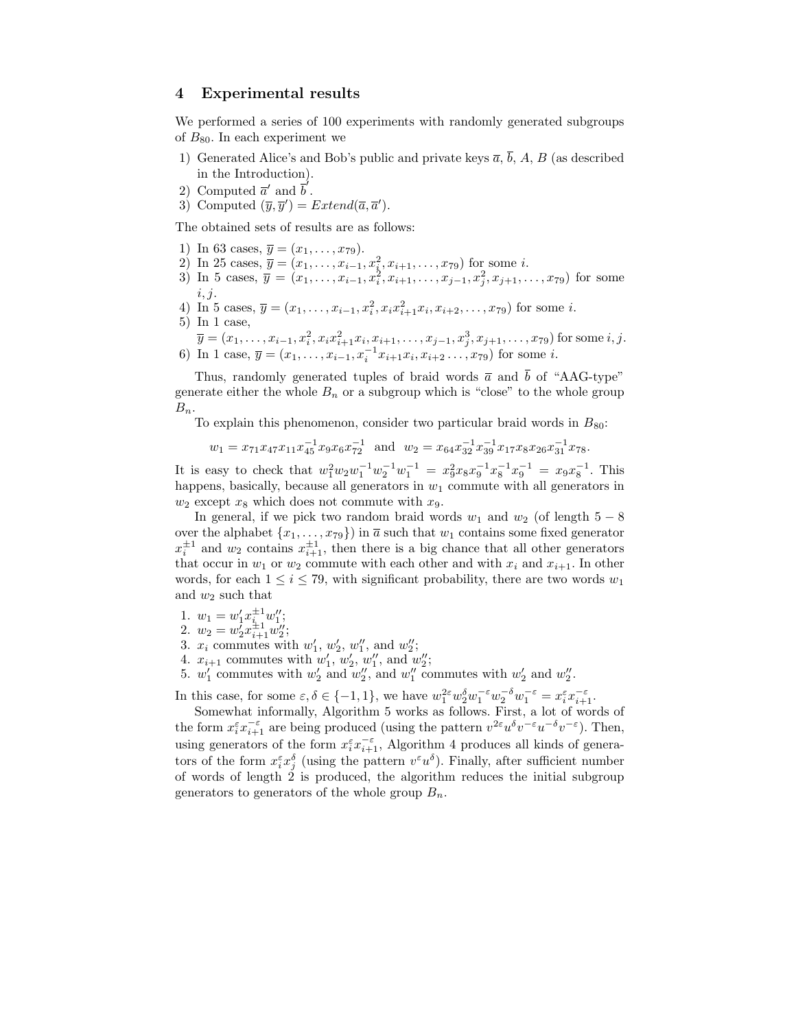## 4 Experimental results

We performed a series of 100 experiments with randomly generated subgroups of $B_{80}$. In each experiment we

1) Generated Alice's and Bob's public and private keys $\overline{a}$, $\overline{b}$, $A$, $B$ (as described in the Introduction).
2) Computed $\overline{a}'$ and $\overline{b}'$.
3) Computed $(\overline{y}, \overline{y}') = Extend(\overline{a}, \overline{a}')$.

The obtained sets of results are as follows:

1) In 63 cases, $\overline{y} = (x_1, \ldots, x_{79})$.
2) In 25 cases, $\overline{y} = (x_1, \ldots, x_{i-1}, x_i^2, x_{i+1}, \ldots, x_{79})$ for some $i$.
3) In 5 cases, $\overline{y} = (x_1, \ldots, x_{i-1}, x_i^2, x_{i+1}, \ldots, x_{j-1}, x_j^2, x_{j+1}, \ldots, x_{79})$ for some $i, j$.
4) In 5 cases, $\overline{y} = (x_1, \ldots, x_{i-1}, x_i^2, x_i x_{i+1}^2 x_i, x_{i+2}, \ldots, x_{79})$ for some $i$.
5) In 1 case, $\overline{y} = (x_1, \ldots, x_{i-1}, x_i^2, x_i x_{i+1}^2 x_i, x_{i+1}, \ldots, x_{j-1}, x_j^3, x_{j+1}, \ldots, x_{79})$ for some $i, j$.
6) In 1 case, $\overline{y} = (x_1, \ldots, x_{i-1}, x_i^{-1} x_{i+1} x_i, x_{i+2} \ldots, x_{79})$ for some $i$.

Thus, randomly generated tuples of braid words $\overline{a}$ and $\overline{b}$ of "AAG-type" generate either the whole $B_n$ or a subgroup which is "close" to the whole group $B_n$.

To explain this phenomenon, consider two particular braid words in $B_{80}$:

$$w_1 = x_{71} x_{47} x_{11} x_{45}^{-1} x_9 x_6 x_{72}^{-1} \quad \text{and} \quad w_2 = x_{64} x_{32}^{-1} x_{39}^{-1} x_{17} x_8 x_{26} x_{31}^{-1} x_{78}.$$

It is easy to check that $w_1^2 w_2 w_1^{-1} w_2^{-1} w_1^{-1} = x_9^2 x_8 x_9^{-1} x_8^{-1} x_9^{-1} = x_9 x_8^{-1}$. This happens, basically, because all generators in $w_1$ commute with all generators in $w_2$ except $x_8$ which does not commute with $x_9$.

In general, if we pick two random braid words $w_1$ and $w_2$ (of length $5-8$ over the alphabet $\{x_1, \ldots, x_{79}\}$) in $\overline{a}$ such that $w_1$ contains some fixed generator $x_i^{\pm 1}$ and $w_2$ contains $x_{i+1}^{\pm 1}$, then there is a big chance that all other generators that occur in $w_1$ or $w_2$ commute with each other and with $x_i$ and $x_{i+1}$. In other words, for each $1 \leq i \leq 79$, with significant probability, there are two words $w_1$ and $w_2$ such that

1. $w_1 = w_1' x_i^{\pm 1} w_1''$;
2. $w_2 = w_2' x_{i+1}^{\pm 1} w_2''$;
3. $x_i$ commutes with $w_1'$, $w_2'$, $w_1''$, and $w_2''$;
4. $x_{i+1}$ commutes with $w_1'$, $w_2'$, $w_1''$, and $w_2''$;
5. $w_1'$ commutes with $w_2'$ and $w_2''$, and $w_1''$ commutes with $w_2'$ and $w_2''$.

In this case, for some $\varepsilon, \delta \in \{-1, 1\}$, we have $w_1^{2\varepsilon} w_2^{\delta} w_1^{-\varepsilon} w_2^{-\delta} w_1^{-\varepsilon} = x_i^{\varepsilon} x_{i+1}^{-\varepsilon}$.

Somewhat informally, Algorithm 5 works as follows. First, a lot of words of the form $x_i^{\varepsilon} x_{i+1}^{-\varepsilon}$ are being produced (using the pattern $v^{2\varepsilon} u^{\delta} v^{-\varepsilon} u^{-\delta} v^{-\varepsilon}$). Then, using generators of the form $x_i^{\varepsilon} x_{i+1}^{-\varepsilon}$, Algorithm 4 produces all kinds of generators of the form $x_i^{\varepsilon} x_j^{\delta}$ (using the pattern $v^{\varepsilon} u^{\delta}$). Finally, after sufficient number of words of length 2 is produced, the algorithm reduces the initial subgroup generators to generators of the whole group $B_n$.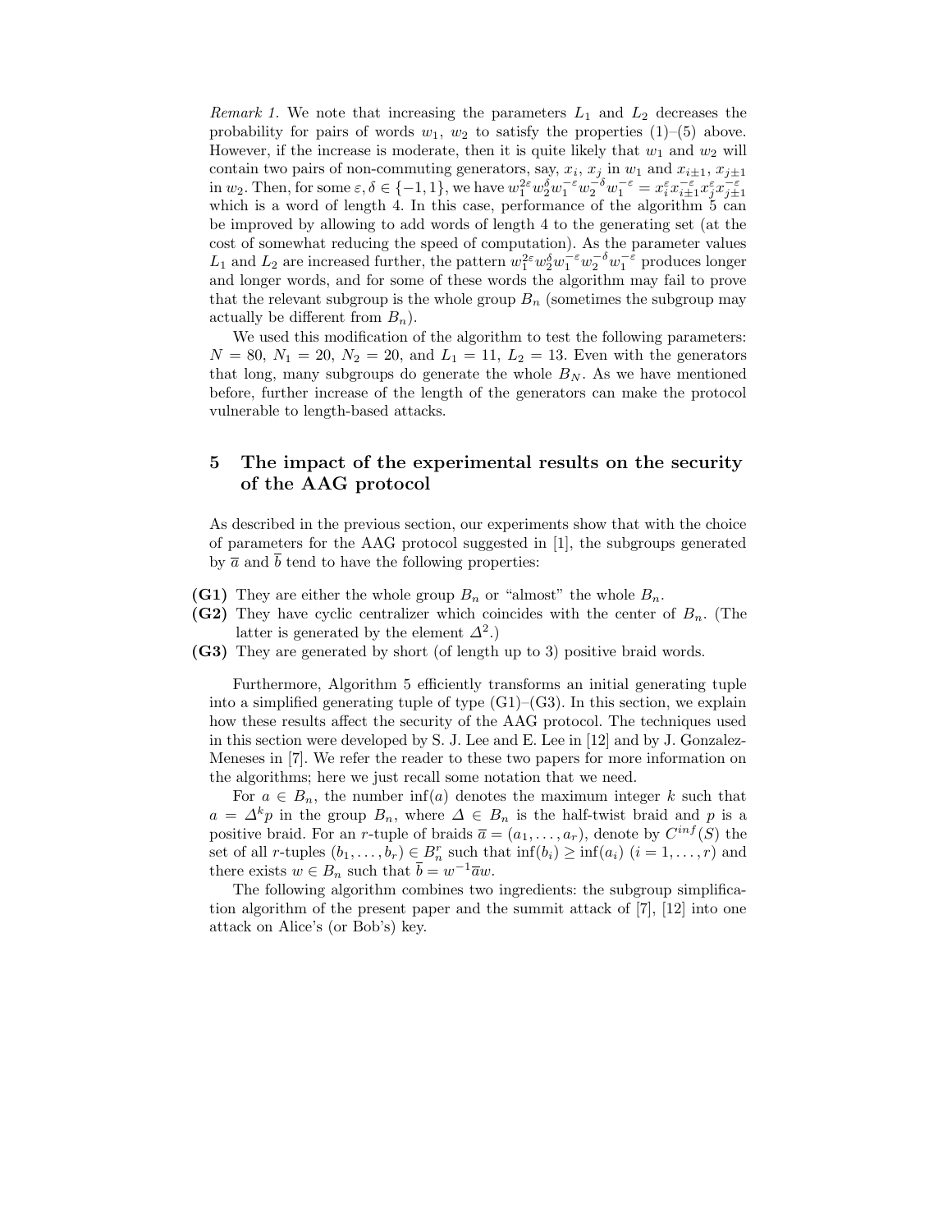*Remark 1.* We note that increasing the parameters $L_1$ and $L_2$ decreases the probability for pairs of words $w_1$, $w_2$ to satisfy the properties (1)–(5) above. However, if the increase is moderate, then it is quite likely that $w_1$ and $w_2$ will contain two pairs of non-commuting generators, say, $x_i$, $x_j$ in $w_1$ and $x_{i\pm1}$, $x_{j\pm1}$ in $w_2$. Then, for some $\varepsilon, \delta \in \{-1, 1\}$, we have $w_1^{2\varepsilon} w_2^{\delta} w_1^{-\varepsilon} w_2^{-\delta} w_1^{-\varepsilon} = x_i^{\varepsilon} x_{i\pm1}^{-\varepsilon} x_j^{\varepsilon} x_{j\pm1}^{-\varepsilon}$ which is a word of length 4. In this case, performance of the algorithm 5 can be improved by allowing to add words of length 4 to the generating set (at the cost of somewhat reducing the speed of computation). As the parameter values $L_1$ and $L_2$ are increased further, the pattern $w_1^{2\varepsilon} w_2^{\delta} w_1^{-\varepsilon} w_2^{-\delta} w_1^{-\varepsilon}$ produces longer and longer words, and for some of these words the algorithm may fail to prove that the relevant subgroup is the whole group $B_n$ (sometimes the subgroup may actually be different from $B_n$).

We used this modification of the algorithm to test the following parameters: $N = 80$, $N_1 = 20$, $N_2 = 20$, and $L_1 = 11$, $L_2 = 13$. Even with the generators that long, many subgroups do generate the whole $B_N$. As we have mentioned before, further increase of the length of the generators can make the protocol vulnerable to length-based attacks.

## 5 The impact of the experimental results on the security of the AAG protocol

As described in the previous section, our experiments show that with the choice of parameters for the AAG protocol suggested in [1], the subgroups generated by $\overline{a}$ and $\overline{b}$ tend to have the following properties:

- **(G1)** They are either the whole group $B_n$ or "almost" the whole $B_n$.
- **(G2)** They have cyclic centralizer which coincides with the center of $B_n$. (The latter is generated by the element $\Delta^2$.)
- **(G3)** They are generated by short (of length up to 3) positive braid words.

Furthermore, Algorithm 5 efficiently transforms an initial generating tuple into a simplified generating tuple of type (G1)–(G3). In this section, we explain how these results affect the security of the AAG protocol. The techniques used in this section were developed by S. J. Lee and E. Lee in [12] and by J. Gonzalez-Meneses in [7]. We refer the reader to these two papers for more information on the algorithms; here we just recall some notation that we need.

For $a \in B_n$, the number $\inf(a)$ denotes the maximum integer $k$ such that $a = \Delta^k p$ in the group $B_n$, where $\Delta \in B_n$ is the half-twist braid and $p$ is a positive braid. For an $r$-tuple of braids $\overline{a} = (a_1, \ldots, a_r)$, denote by $C^{inf}(S)$ the set of all $r$-tuples $(b_1, \ldots, b_r) \in B_n^r$ such that $\inf(b_i) \geq \inf(a_i)$ $(i = 1, \ldots, r)$ and there exists $w \in B_n$ such that $\overline{b} = w^{-1}\overline{a}w$.

The following algorithm combines two ingredients: the subgroup simplification algorithm of the present paper and the summit attack of [7], [12] into one attack on Alice's (or Bob's) key.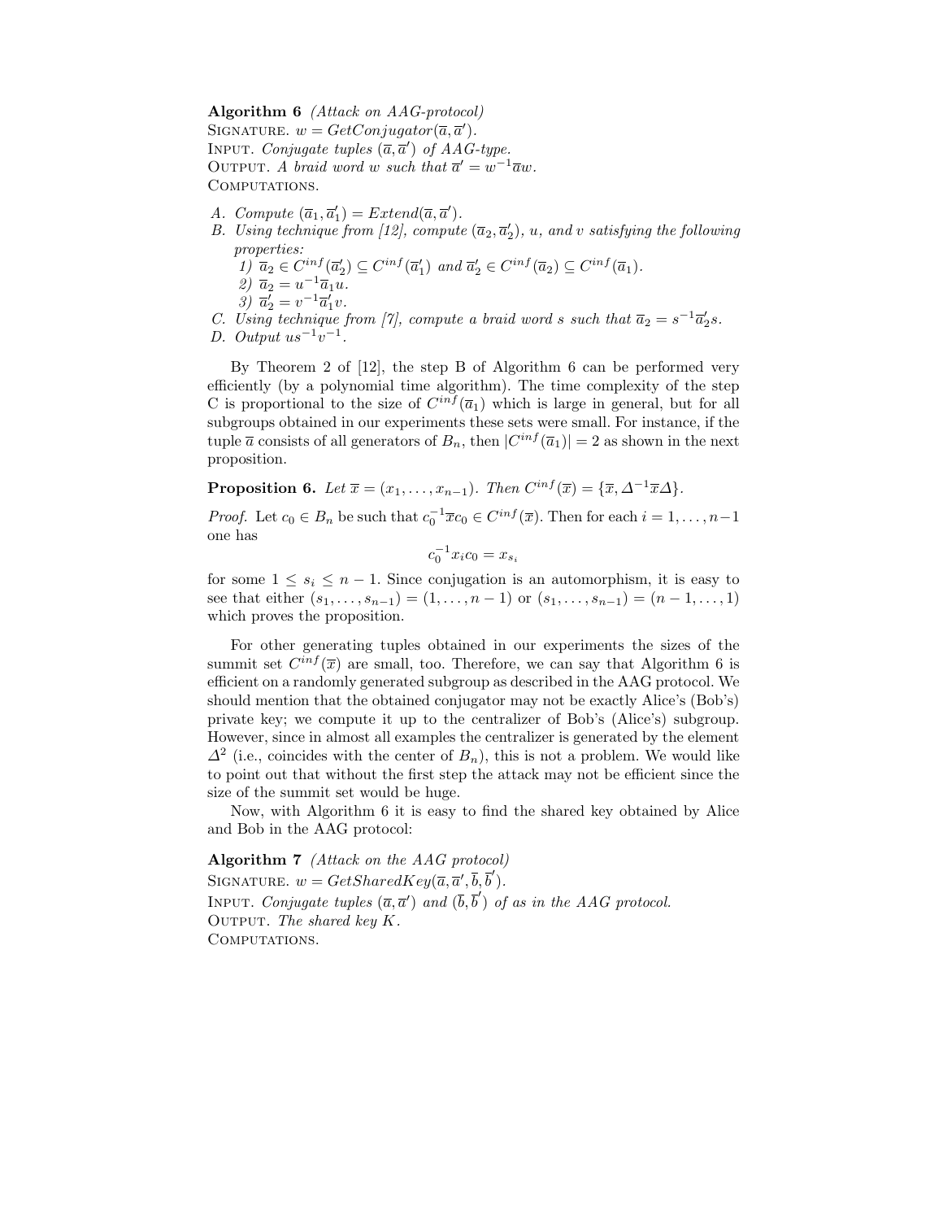**Algorithm 6** *(Attack on AAG-protocol)*
Signature. $w = GetConjugator(\overline{a}, \overline{a}')$.
Input. *Conjugate tuples* $(\overline{a}, \overline{a}')$ *of AAG-type.*
Output. *A braid word* $w$ *such that* $\overline{a}' = w^{-1}\overline{a}w$.
Computations.

A. *Compute* $(\overline{a}_1, \overline{a}_1') = Extend(\overline{a}, \overline{a}')$.
B. *Using technique from [12], compute* $(\overline{a}_2, \overline{a}_2')$*,* $u$*, and* $v$ *satisfying the following properties:*
   1) $\overline{a}_2 \in C^{inf}(\overline{a}_2') \subseteq C^{inf}(\overline{a}_1')$ *and* $\overline{a}_2' \in C^{inf}(\overline{a}_2) \subseteq C^{inf}(\overline{a}_1)$.
   2) $\overline{a}_2 = u^{-1}\overline{a}_1 u$.
   3) $\overline{a}_2' = v^{-1}\overline{a}_1' v$.
C. *Using technique from [7], compute a braid word* $s$ *such that* $\overline{a}_2 = s^{-1}\overline{a}_2' s$.
D. *Output* $us^{-1}v^{-1}$.

By Theorem 2 of [12], the step B of Algorithm 6 can be performed very efficiently (by a polynomial time algorithm). The time complexity of the step C is proportional to the size of $C^{inf}(\overline{a}_1)$ which is large in general, but for all subgroups obtained in our experiments these sets were small. For instance, if the tuple $\overline{a}$ consists of all generators of $B_n$, then $|C^{inf}(\overline{a}_1)| = 2$ as shown in the next proposition.

**Proposition 6.** *Let* $\overline{x} = (x_1, \ldots, x_{n-1})$*. Then* $C^{inf}(\overline{x}) = \{\overline{x}, \Delta^{-1}\overline{x}\Delta\}$.

*Proof.* Let $c_0 \in B_n$ be such that $c_0^{-1}\overline{x}c_0 \in C^{inf}(\overline{x})$. Then for each $i = 1, \ldots, n-1$ one has

$$c_0^{-1}x_i c_0 = x_{s_i}$$

for some $1 \leq s_i \leq n-1$. Since conjugation is an automorphism, it is easy to see that either $(s_1, \ldots, s_{n-1}) = (1, \ldots, n-1)$ or $(s_1, \ldots, s_{n-1}) = (n-1, \ldots, 1)$ which proves the proposition.

For other generating tuples obtained in our experiments the sizes of the summit set $C^{inf}(\overline{x})$ are small, too. Therefore, we can say that Algorithm 6 is efficient on a randomly generated subgroup as described in the AAG protocol. We should mention that the obtained conjugator may not be exactly Alice's (Bob's) private key; we compute it up to the centralizer of Bob's (Alice's) subgroup. However, since in almost all examples the centralizer is generated by the element $\Delta^2$ (i.e., coincides with the center of $B_n$), this is not a problem. We would like to point out that without the first step the attack may not be efficient since the size of the summit set would be huge.

Now, with Algorithm 6 it is easy to find the shared key obtained by Alice and Bob in the AAG protocol:

**Algorithm 7** *(Attack on the AAG protocol)*
Signature. $w = GetSharedKey(\overline{a}, \overline{a}', \overline{b}, \overline{b}')$.
Input. *Conjugate tuples* $(\overline{a}, \overline{a}')$ *and* $(\overline{b}, \overline{b}')$ *of as in the AAG protocol.*
Output. *The shared key* $K$.
Computations.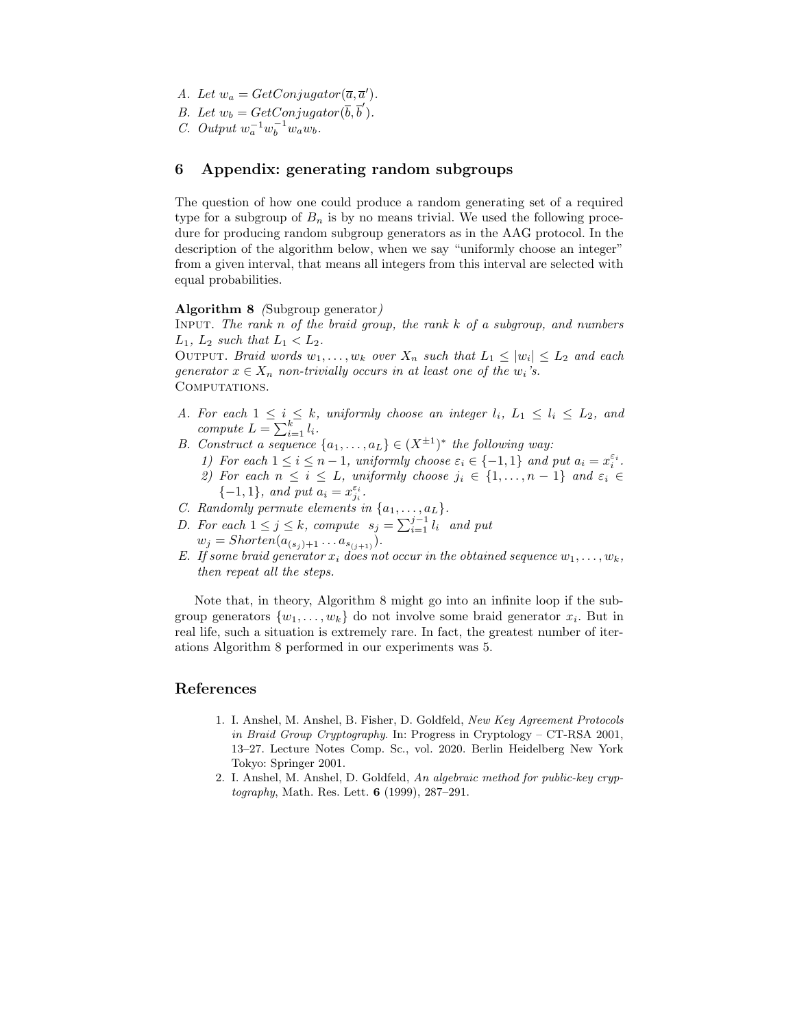A. Let $w_a = GetConjugator(\overline{a}, \overline{a}')$.
B. Let $w_b = GetConjugator(\overline{b}, \overline{b}')$.
C. Output $w_a^{-1} w_b^{-1} w_a w_b$.

## 6 Appendix: generating random subgroups

The question of how one could produce a random generating set of a required type for a subgroup of $B_n$ is by no means trivial. We used the following procedure for producing random subgroup generators as in the AAG protocol. In the description of the algorithm below, when we say "uniformly choose an integer" from a given interval, that means all integers from this interval are selected with equal probabilities.

**Algorithm 8** *(*Subgroup generator*)*
INPUT. *The rank $n$ of the braid group, the rank $k$ of a subgroup, and numbers $L_1$, $L_2$ such that $L_1 < L_2$.*
OUTPUT. *Braid words $w_1, \ldots, w_k$ over $X_n$ such that $L_1 \leq |w_i| \leq L_2$ and each generator $x \in X_n$ non-trivially occurs in at least one of the $w_i$'s.*
COMPUTATIONS.

A. *For each $1 \leq i \leq k$, uniformly choose an integer $l_i$, $L_1 \leq l_i \leq L_2$, and compute $L = \sum_{i=1}^{k} l_i$.*
B. *Construct a sequence $\{a_1, \ldots, a_L\} \in (X^{\pm 1})^*$ the following way:*
   1) *For each $1 \leq i \leq n-1$, uniformly choose $\varepsilon_i \in \{-1, 1\}$ and put $a_i = x_i^{\varepsilon_i}$.*
   2) *For each $n \leq i \leq L$, uniformly choose $j_i \in \{1, \ldots, n-1\}$ and $\varepsilon_i \in \{-1, 1\}$, and put $a_i = x_{j_i}^{\varepsilon_i}$.*
C. *Randomly permute elements in $\{a_1, \ldots, a_L\}$.*
D. *For each $1 \leq j \leq k$, compute $s_j = \sum_{i=1}^{j-1} l_i$ and put $w_j = Shorten(a_{(s_j)+1} \ldots a_{s_{(j+1)}})$.*
E. *If some braid generator $x_i$ does not occur in the obtained sequence $w_1, \ldots, w_k$, then repeat all the steps.*

Note that, in theory, Algorithm 8 might go into an infinite loop if the subgroup generators $\{w_1, \ldots, w_k\}$ do not involve some braid generator $x_i$. But in real life, such a situation is extremely rare. In fact, the greatest number of iterations Algorithm 8 performed in our experiments was 5.

## References

1. I. Anshel, M. Anshel, B. Fisher, D. Goldfeld, *New Key Agreement Protocols in Braid Group Cryptography*. In: Progress in Cryptology – CT-RSA 2001, 13–27. Lecture Notes Comp. Sc., vol. 2020. Berlin Heidelberg New York Tokyo: Springer 2001.
2. I. Anshel, M. Anshel, D. Goldfeld, *An algebraic method for public-key cryptography*, Math. Res. Lett. **6** (1999), 287–291.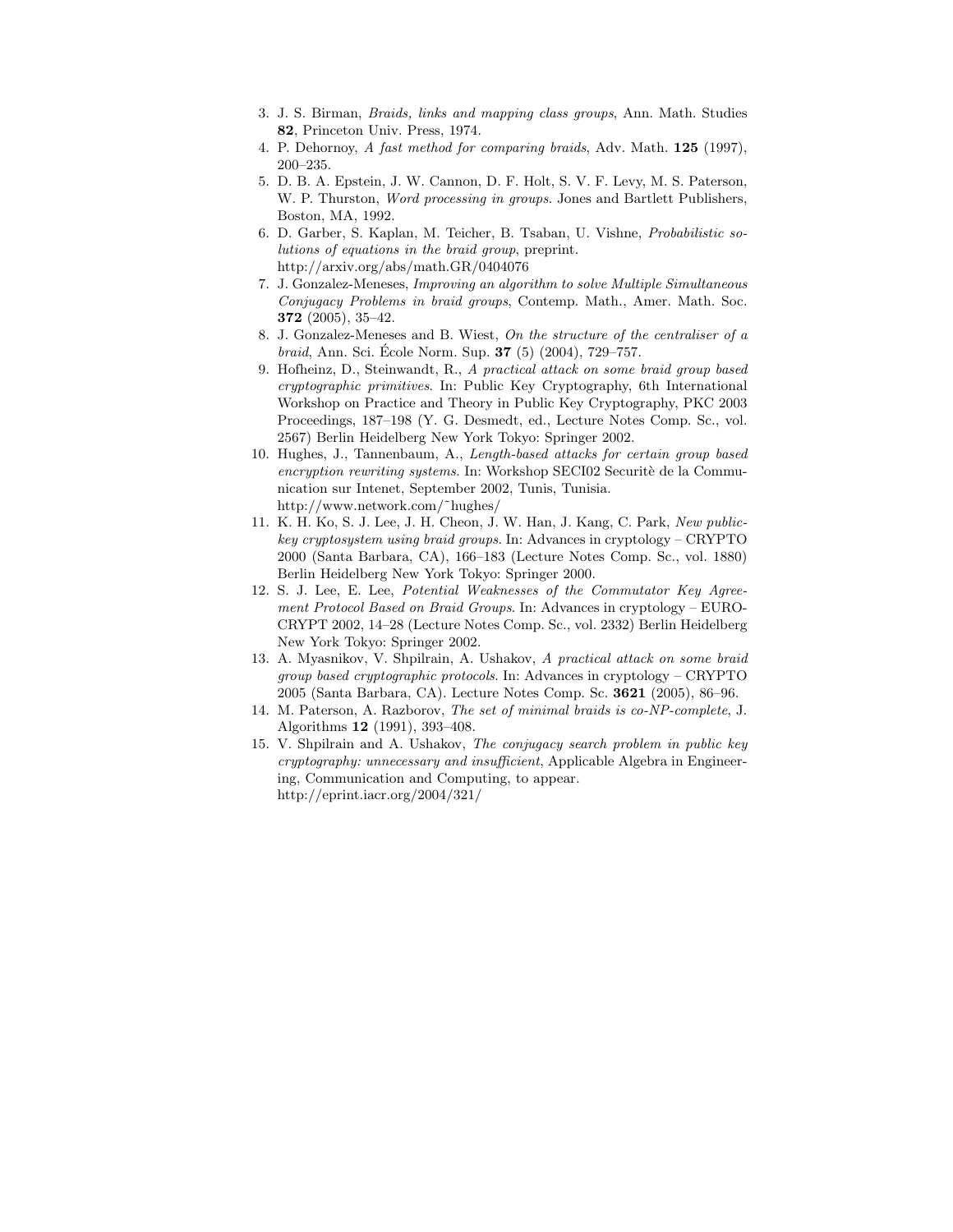3. J. S. Birman, *Braids, links and mapping class groups*, Ann. Math. Studies **82**, Princeton Univ. Press, 1974.
4. P. Dehornoy, *A fast method for comparing braids*, Adv. Math. **125** (1997), 200–235.
5. D. B. A. Epstein, J. W. Cannon, D. F. Holt, S. V. F. Levy, M. S. Paterson, W. P. Thurston, *Word processing in groups*. Jones and Bartlett Publishers, Boston, MA, 1992.
6. D. Garber, S. Kaplan, M. Teicher, B. Tsaban, U. Vishne, *Probabilistic solutions of equations in the braid group*, preprint. http://arxiv.org/abs/math.GR/0404076
7. J. Gonzalez-Meneses, *Improving an algorithm to solve Multiple Simultaneous Conjugacy Problems in braid groups*, Contemp. Math., Amer. Math. Soc. **372** (2005), 35–42.
8. J. Gonzalez-Meneses and B. Wiest, *On the structure of the centraliser of a braid*, Ann. Sci. École Norm. Sup. **37** (5) (2004), 729–757.
9. Hofheinz, D., Steinwandt, R., *A practical attack on some braid group based cryptographic primitives*. In: Public Key Cryptography, 6th International Workshop on Practice and Theory in Public Key Cryptography, PKC 2003 Proceedings, 187–198 (Y. G. Desmedt, ed., Lecture Notes Comp. Sc., vol. 2567) Berlin Heidelberg New York Tokyo: Springer 2002.
10. Hughes, J., Tannenbaum, A., *Length-based attacks for certain group based encryption rewriting systems*. In: Workshop SECI02 Securitè de la Communication sur Intenet, September 2002, Tunis, Tunisia. http://www.network.com/˜hughes/
11. K. H. Ko, S. J. Lee, J. H. Cheon, J. W. Han, J. Kang, C. Park, *New public-key cryptosystem using braid groups*. In: Advances in cryptology – CRYPTO 2000 (Santa Barbara, CA), 166–183 (Lecture Notes Comp. Sc., vol. 1880) Berlin Heidelberg New York Tokyo: Springer 2000.
12. S. J. Lee, E. Lee, *Potential Weaknesses of the Commutator Key Agreement Protocol Based on Braid Groups*. In: Advances in cryptology – EUROCRYPT 2002, 14–28 (Lecture Notes Comp. Sc., vol. 2332) Berlin Heidelberg New York Tokyo: Springer 2002.
13. A. Myasnikov, V. Shpilrain, A. Ushakov, *A practical attack on some braid group based cryptographic protocols*. In: Advances in cryptology – CRYPTO 2005 (Santa Barbara, CA). Lecture Notes Comp. Sc. **3621** (2005), 86–96.
14. M. Paterson, A. Razborov, *The set of minimal braids is co-NP-complete*, J. Algorithms **12** (1991), 393–408.
15. V. Shpilrain and A. Ushakov, *The conjugacy search problem in public key cryptography: unnecessary and insufficient*, Applicable Algebra in Engineering, Communication and Computing, to appear. http://eprint.iacr.org/2004/321/